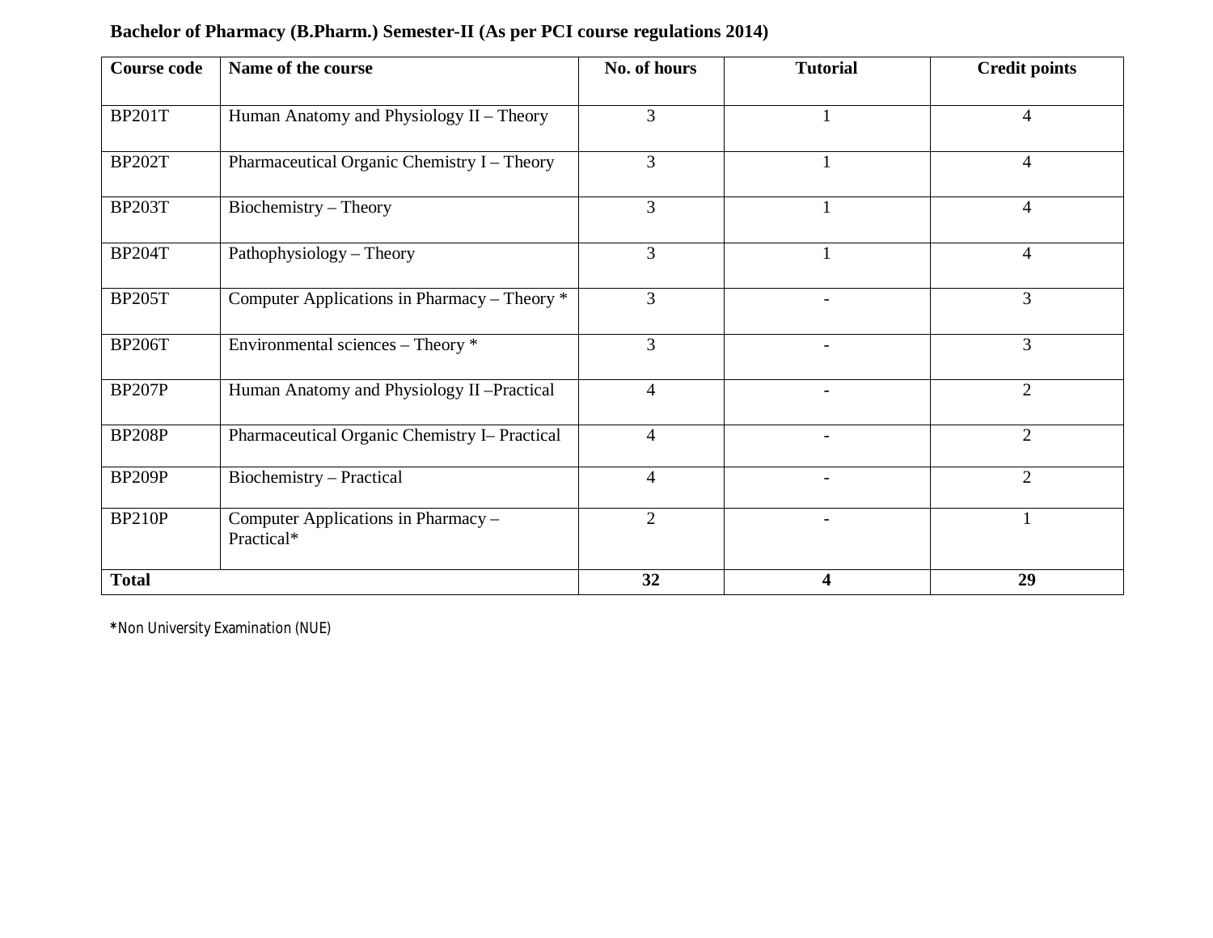**Bachelor of Pharmacy (B.Pharm.) Semester-II (As per PCI course regulations 2014)**

| Course code | Name of the course | No. of hours | Tutorial | Credit points |
|---|---|---|---|---|
| BP201T | Human Anatomy and Physiology II – Theory | 3 | 1 | 4 |
| BP202T | Pharmaceutical Organic Chemistry I – Theory | 3 | 1 | 4 |
| BP203T | Biochemistry – Theory | 3 | 1 | 4 |
| BP204T | Pathophysiology – Theory | 3 | 1 | 4 |
| BP205T | Computer Applications in Pharmacy – Theory * | 3 | - | 3 |
| BP206T | Environmental sciences – Theory * | 3 | - | 3 |
| BP207P | Human Anatomy and Physiology II –Practical | 4 | - | 2 |
| BP208P | Pharmaceutical Organic Chemistry I– Practical | 4 | - | 2 |
| BP209P | Biochemistry – Practical | 4 | - | 2 |
| BP210P | Computer Applications in Pharmacy – Practical* | 2 | - | 1 |
| **Total** | | **32** | **4** | **29** |

*Non University Examination (NUE)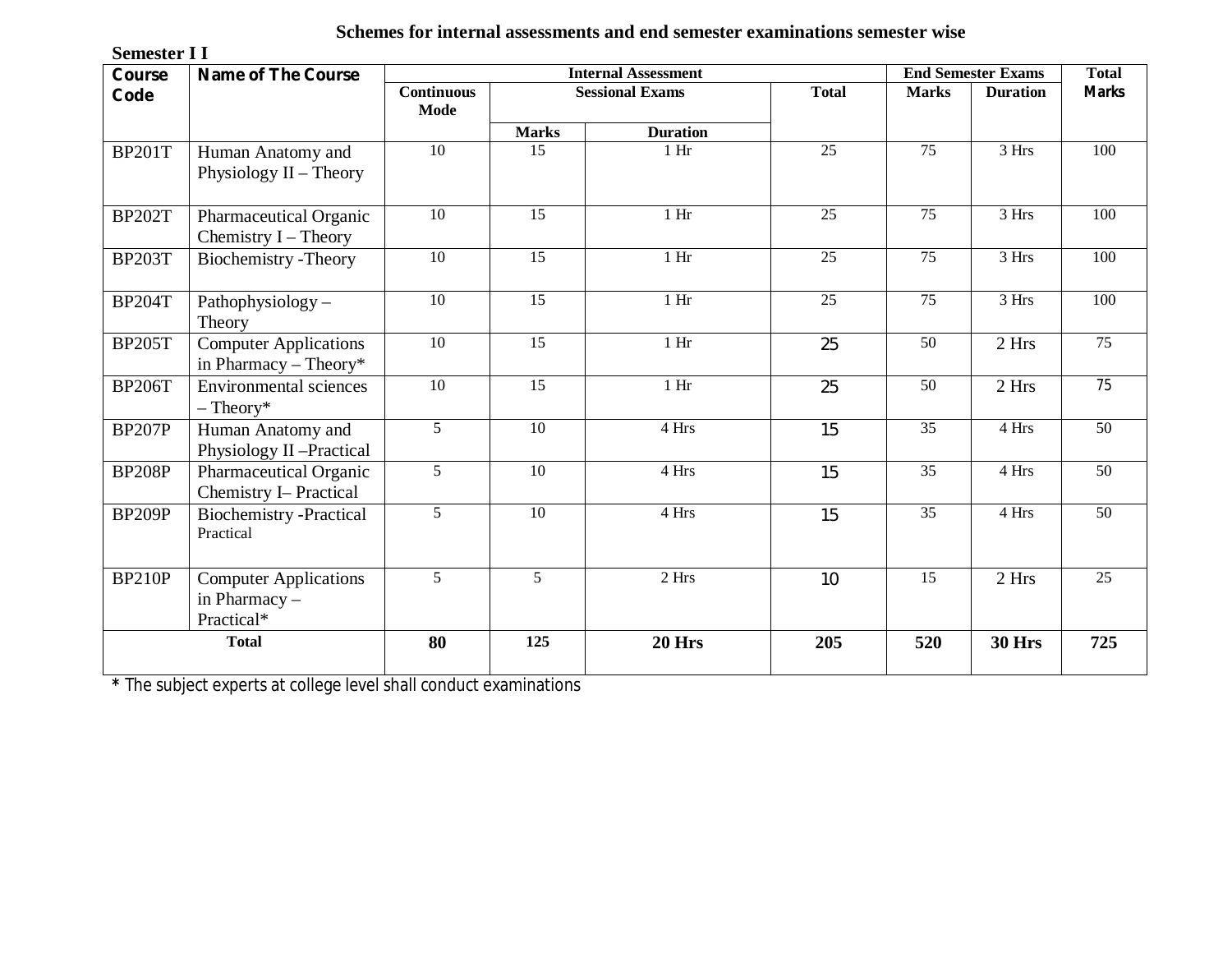**Schemes for internal assessments and end semester examinations semester wise**

**Semester I I**

| Course Code | Name of The Course | Internal Assessment | | | | End Semester Exams | | Total Marks |
|---|---|---|---|---|---|---|---|---|
| | | Continuous Mode | Sessional Exams | | Total | Marks | Duration | |
| | | | Marks | Duration | | | | |
| BP201T | Human Anatomy and Physiology II – Theory | 10 | 15 | 1 Hr | 25 | 75 | 3 Hrs | 100 |
| BP202T | Pharmaceutical Organic Chemistry I – Theory | 10 | 15 | 1 Hr | 25 | 75 | 3 Hrs | 100 |
| BP203T | Biochemistry -Theory | 10 | 15 | 1 Hr | 25 | 75 | 3 Hrs | 100 |
| BP204T | Pathophysiology – Theory | 10 | 15 | 1 Hr | 25 | 75 | 3 Hrs | 100 |
| BP205T | Computer Applications in Pharmacy – Theory* | 10 | 15 | 1 Hr | 25 | 50 | 2 Hrs | 75 |
| BP206T | Environmental sciences – Theory* | 10 | 15 | 1 Hr | 25 | 50 | 2 Hrs | 75 |
| BP207P | Human Anatomy and Physiology II –Practical | 5 | 10 | 4 Hrs | 15 | 35 | 4 Hrs | 50 |
| BP208P | Pharmaceutical Organic Chemistry I– Practical | 5 | 10 | 4 Hrs | 15 | 35 | 4 Hrs | 50 |
| BP209P | Biochemistry -Practical Practical | 5 | 10 | 4 Hrs | 15 | 35 | 4 Hrs | 50 |
| BP210P | Computer Applications in Pharmacy – Practical* | 5 | 5 | 2 Hrs | 10 | 15 | 2 Hrs | 25 |
| **Total** | | **80** | **125** | **20 Hrs** | **205** | **520** | **30 Hrs** | **725** |

* The subject experts at college level shall conduct examinations